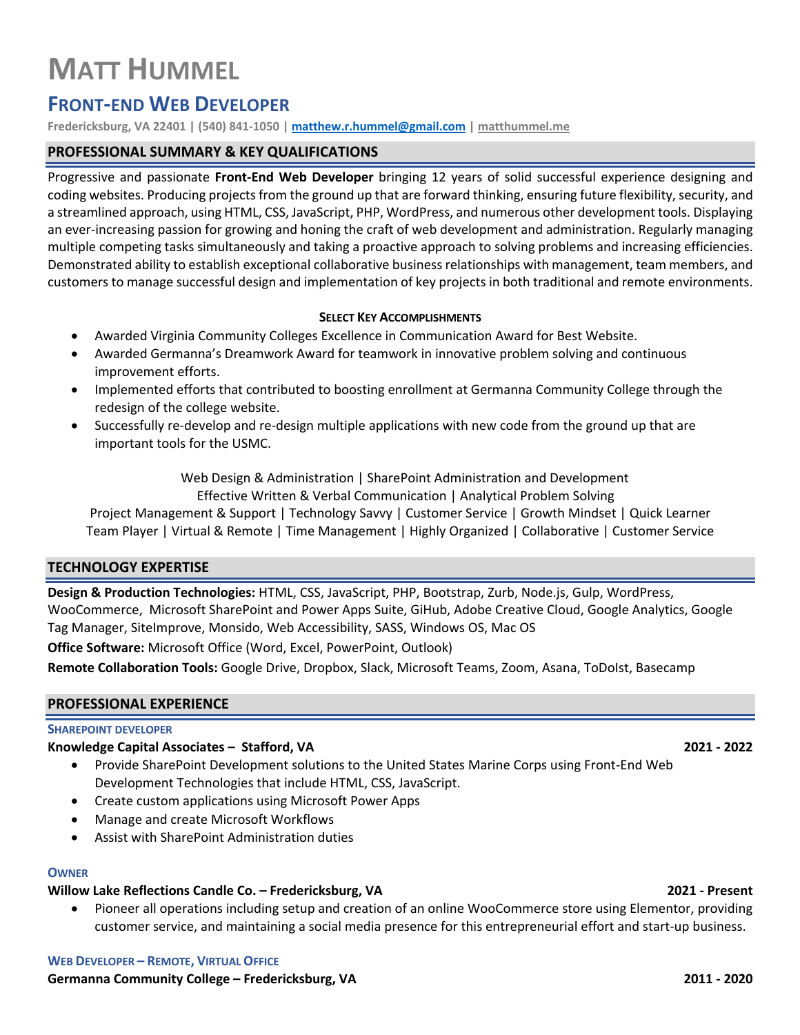# MATT HUMMEL

## FRONT-END WEB DEVELOPER

**Fredericksburg, VA 22401 | (540) 841-1050 | matthew.r.hummel@gmail.com | matthummel.me**

## PROFESSIONAL SUMMARY & KEY QUALIFICATIONS

Progressive and passionate **Front-End Web Developer** bringing 12 years of solid successful experience designing and coding websites. Producing projects from the ground up that are forward thinking, ensuring future flexibility, security, and a streamlined approach, using HTML, CSS, JavaScript, PHP, WordPress, and numerous other development tools. Displaying an ever-increasing passion for growing and honing the craft of web development and administration. Regularly managing multiple competing tasks simultaneously and taking a proactive approach to solving problems and increasing efficiencies. Demonstrated ability to establish exceptional collaborative business relationships with management, team members, and customers to manage successful design and implementation of key projects in both traditional and remote environments.

**SELECT KEY ACCOMPLISHMENTS**

- Awarded Virginia Community Colleges Excellence in Communication Award for Best Website.
- Awarded Germanna's Dreamwork Award for teamwork in innovative problem solving and continuous improvement efforts.
- Implemented efforts that contributed to boosting enrollment at Germanna Community College through the redesign of the college website.
- Successfully re-develop and re-design multiple applications with new code from the ground up that are important tools for the USMC.

Web Design & Administration | SharePoint Administration and Development
Effective Written & Verbal Communication | Analytical Problem Solving
Project Management & Support | Technology Savvy | Customer Service | Growth Mindset | Quick Learner
Team Player | Virtual & Remote | Time Management | Highly Organized | Collaborative | Customer Service

## TECHNOLOGY EXPERTISE

**Design & Production Technologies:** HTML, CSS, JavaScript, PHP, Bootstrap, Zurb, Node.js, Gulp, WordPress, WooCommerce, Microsoft SharePoint and Power Apps Suite, GiHub, Adobe Creative Cloud, Google Analytics, Google Tag Manager, SiteImprove, Monsido, Web Accessibility, SASS, Windows OS, Mac OS

**Office Software:** Microsoft Office (Word, Excel, PowerPoint, Outlook)

**Remote Collaboration Tools:** Google Drive, Dropbox, Slack, Microsoft Teams, Zoom, Asana, ToDoIst, Basecamp

## PROFESSIONAL EXPERIENCE

### SHAREPOINT DEVELOPER

**Knowledge Capital Associates – Stafford, VA** **2021 - 2022**

- Provide SharePoint Development solutions to the United States Marine Corps using Front-End Web Development Technologies that include HTML, CSS, JavaScript.
- Create custom applications using Microsoft Power Apps
- Manage and create Microsoft Workflows
- Assist with SharePoint Administration duties

### OWNER

**Willow Lake Reflections Candle Co. – Fredericksburg, VA** **2021 - Present**

- Pioneer all operations including setup and creation of an online WooCommerce store using Elementor, providing customer service, and maintaining a social media presence for this entrepreneurial effort and start-up business.

### WEB DEVELOPER – REMOTE, VIRTUAL OFFICE

**Germanna Community College – Fredericksburg, VA** **2011 - 2020**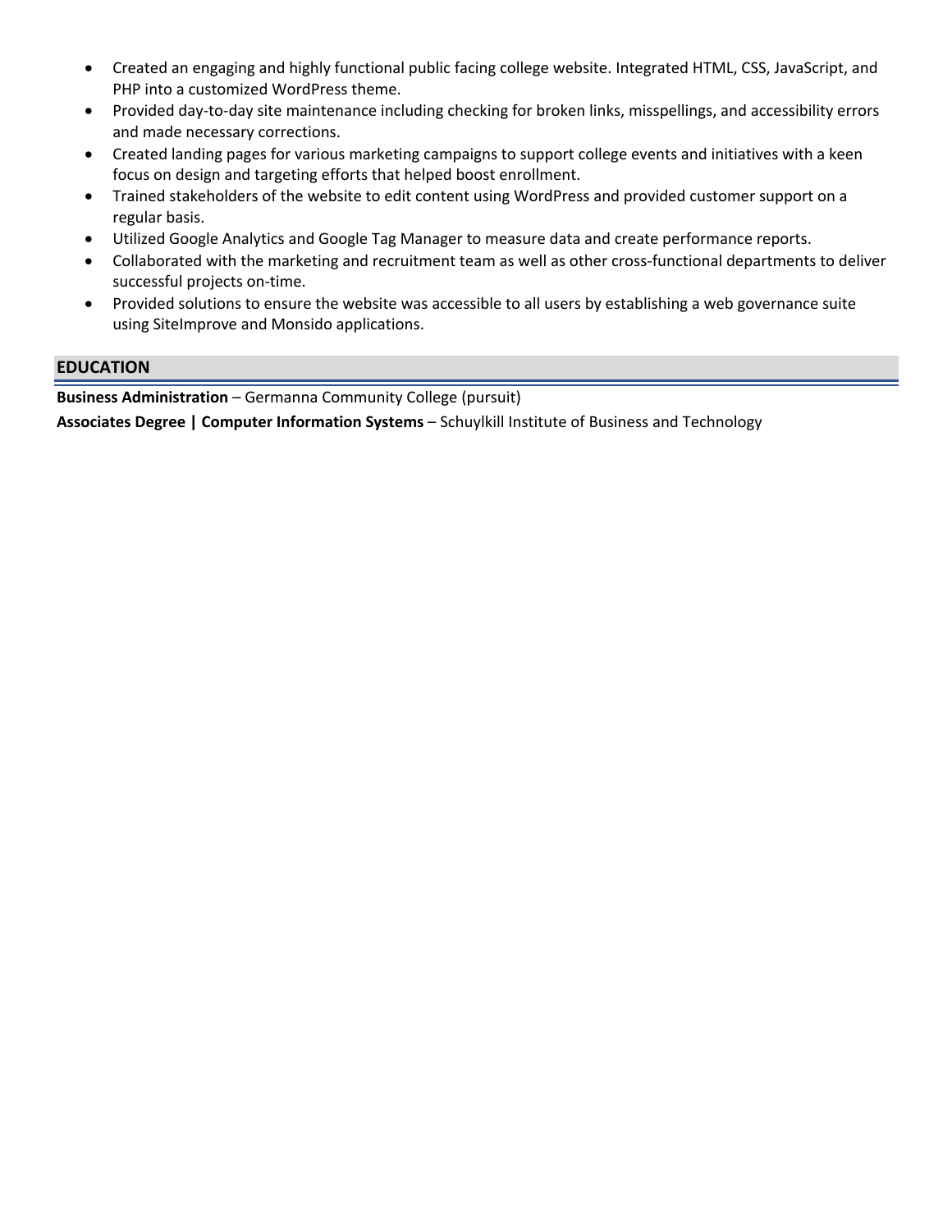- Created an engaging and highly functional public facing college website. Integrated HTML, CSS, JavaScript, and PHP into a customized WordPress theme.
- Provided day-to-day site maintenance including checking for broken links, misspellings, and accessibility errors and made necessary corrections.
- Created landing pages for various marketing campaigns to support college events and initiatives with a keen focus on design and targeting efforts that helped boost enrollment.
- Trained stakeholders of the website to edit content using WordPress and provided customer support on a regular basis.
- Utilized Google Analytics and Google Tag Manager to measure data and create performance reports.
- Collaborated with the marketing and recruitment team as well as other cross-functional departments to deliver successful projects on-time.
- Provided solutions to ensure the website was accessible to all users by establishing a web governance suite using SiteImprove and Monsido applications.

## EDUCATION

**Business Administration** – Germanna Community College (pursuit)

**Associates Degree | Computer Information Systems** – Schuylkill Institute of Business and Technology